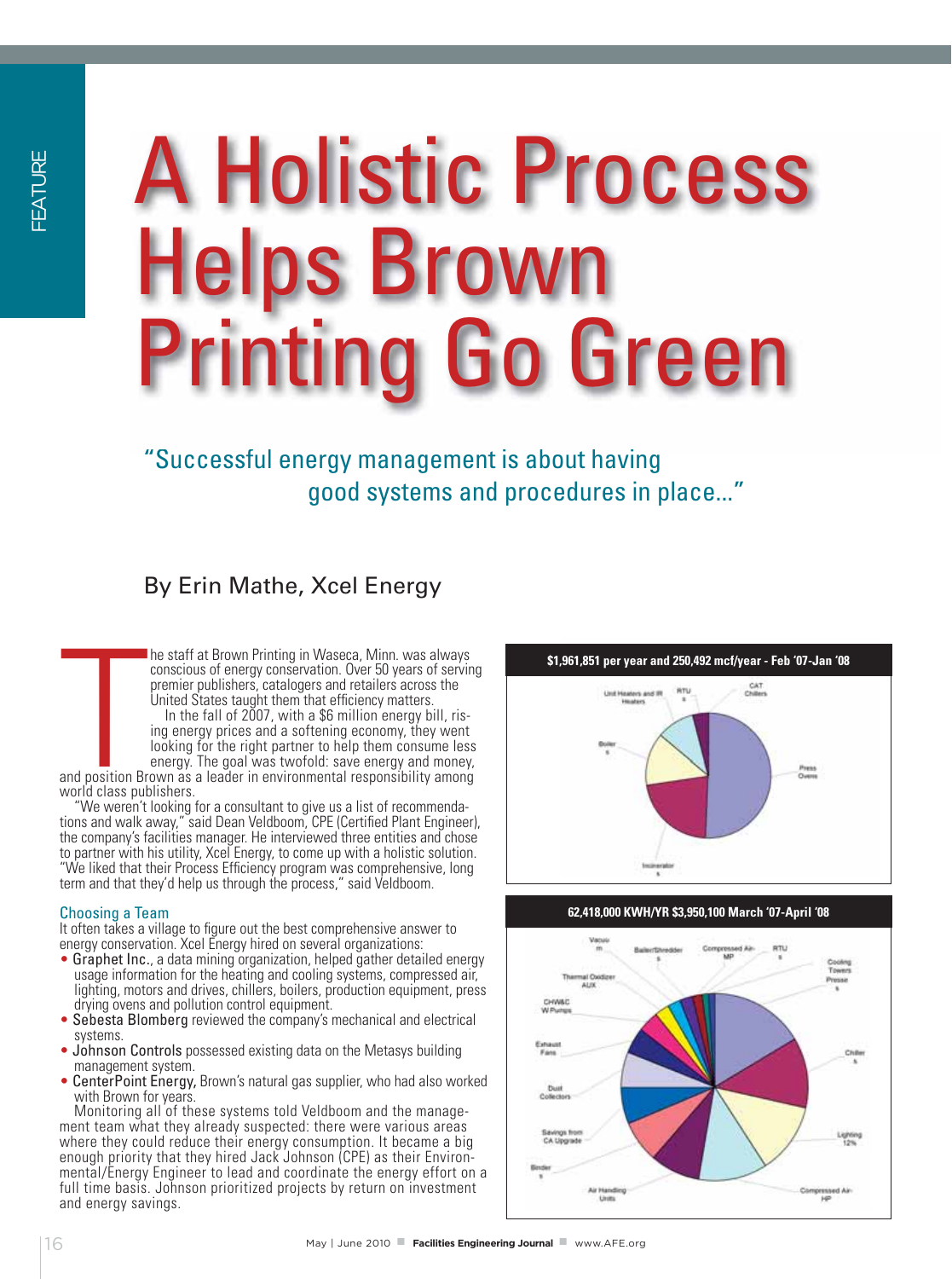# A Holistic Process Helps Brown Printing Go Green

"Successful energy management is about having good systems and procedures in place..."

By Erin Mathe, Xcel Energy

The staff at Brown Printing in Waseca, Minn. was always conscious of energy conservation. Over 50 years of serving premier publishers, catalogers and retailers across the United States taught them that efficiency matters.

In the fall of 2007, with a $6 million energy bill, rising energy prices and a softening economy, they went looking for the right partner to help them consume less energy. The goal was twofold: save energy and money, and position Brown as a leader in environmental responsibility among world class publishers.

"We weren't looking for a consultant to give us a list of recommendations and walk away," said Dean Veldboom, CPE (Certified Plant Engineer), the company's facilities manager. He interviewed three entities and chose to partner with his utility, Xcel Energy, to come up with a holistic solution. "We liked that their Process Efficiency program was comprehensive, long term and that they'd help us through the process," said Veldboom.

## Choosing a Team

It often takes a village to figure out the best comprehensive answer to energy conservation. Xcel Energy hired on several organizations:

- Graphet Inc., a data mining organization, helped gather detailed energy usage information for the heating and cooling systems, compressed air, lighting, motors and drives, chillers, boilers, production equipment, press drying ovens and pollution control equipment.
- Sebesta Blomberg reviewed the company's mechanical and electrical systems.
- Johnson Controls possessed existing data on the Metasys building management system.
- CenterPoint Energy, Brown's natural gas supplier, who had also worked with Brown for years.

Monitoring all of these systems told Veldboom and the management team what they already suspected: there were various areas where they could reduce their energy consumption. It became a big enough priority that they hired Jack Johnson (CPE) as their Environmental/Energy Engineer to lead and coordinate the energy effort on a full time basis. Johnson prioritized projects by return on investment and energy savings.

**$1,961,851 per year and 250,492 mcf/year - Feb '07-Jan '08**

**62,418,000 KWH/YR $3,950,100 March '07-April '08**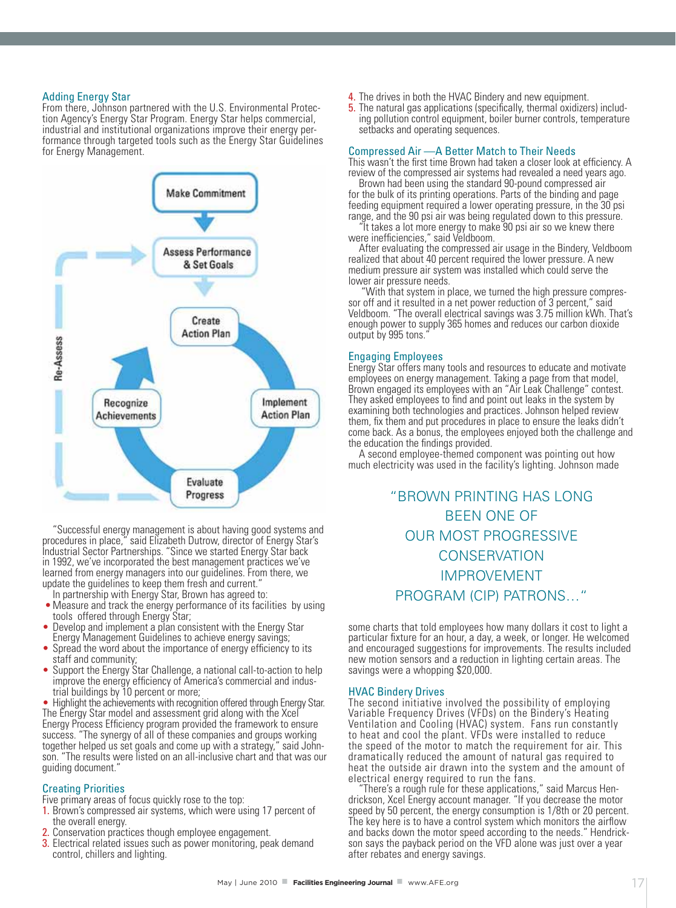## Adding Energy Star

From there, Johnson partnered with the U.S. Environmental Protection Agency's Energy Star Program. Energy Star helps commercial, industrial and institutional organizations improve their energy performance through targeted tools such as the Energy Star Guidelines for Energy Management.

Make Commitment → Assess Performance & Set Goals → Create Action Plan → Implement Action Plan → Evaluate Progress → Recognize Achievements → Re-Assess

"Successful energy management is about having good systems and procedures in place," said Elizabeth Dutrow, director of Energy Star's Industrial Sector Partnerships. "Since we started Energy Star back in 1992, we've incorporated the best management practices we've learned from energy managers into our guidelines. From there, we update the guidelines to keep them fresh and current."

In partnership with Energy Star, Brown has agreed to:

- Measure and track the energy performance of its facilities by using tools offered through Energy Star;
- Develop and implement a plan consistent with the Energy Star Energy Management Guidelines to achieve energy savings;
- Spread the word about the importance of energy efficiency to its staff and community;
- Support the Energy Star Challenge, a national call-to-action to help improve the energy efficiency of America's commercial and industrial buildings by 10 percent or more;
- Highlight the achievements with recognition offered through Energy Star.

The Energy Star model and assessment grid along with the Xcel Energy Process Efficiency program provided the framework to ensure success. "The synergy of all of these companies and groups working together helped us set goals and come up with a strategy," said Johnson. "The results were listed on an all-inclusive chart and that was our guiding document."

## Creating Priorities

Five primary areas of focus quickly rose to the top:

1. Brown's compressed air systems, which were using 17 percent of the overall energy.
2. Conservation practices though employee engagement.
3. Electrical related issues such as power monitoring, peak demand control, chillers and lighting.
4. The drives in both the HVAC Bindery and new equipment.
5. The natural gas applications (specifically, thermal oxidizers) including pollution control equipment, boiler burner controls, temperature setbacks and operating sequences.

## Compressed Air —A Better Match to Their Needs

This wasn't the first time Brown had taken a closer look at efficiency. A review of the compressed air systems had revealed a need years ago.

Brown had been using the standard 90-pound compressed air for the bulk of its printing operations. Parts of the binding and page feeding equipment required a lower operating pressure, in the 30 psi range, and the 90 psi air was being regulated down to this pressure.

"It takes a lot more energy to make 90 psi air so we knew there were inefficiencies," said Veldboom.

After evaluating the compressed air usage in the Bindery, Veldboom realized that about 40 percent required the lower pressure. A new medium pressure air system was installed which could serve the lower air pressure needs.

"With that system in place, we turned the high pressure compressor off and it resulted in a net power reduction of 3 percent," said Veldboom. "The overall electrical savings was 3.75 million kWh. That's enough power to supply 365 homes and reduces our carbon dioxide output by 995 tons."

## Engaging Employees

Energy Star offers many tools and resources to educate and motivate employees on energy management. Taking a page from that model, Brown engaged its employees with an "Air Leak Challenge" contest. They asked employees to find and point out leaks in the system by examining both technologies and practices. Johnson helped review them, fix them and put procedures in place to ensure the leaks didn't come back. As a bonus, the employees enjoyed both the challenge and the education the findings provided.

A second employee-themed component was pointing out how much electricity was used in the facility's lighting. Johnson made some charts that told employees how many dollars it cost to light a particular fixture for an hour, a day, a week, or longer. He welcomed and encouraged suggestions for improvements. The results included new motion sensors and a reduction in lighting certain areas. The savings were a whopping $20,000.

> "BROWN PRINTING HAS LONG BEEN ONE OF OUR MOST PROGRESSIVE CONSERVATION IMPROVEMENT PROGRAM (CIP) PATRONS…"

## HVAC Bindery Drives

The second initiative involved the possibility of employing Variable Frequency Drives (VFDs) on the Bindery's Heating Ventilation and Cooling (HVAC) system. Fans run constantly to heat and cool the plant. VFDs were installed to reduce the speed of the motor to match the requirement for air. This dramatically reduced the amount of natural gas required to heat the outside air drawn into the system and the amount of electrical energy required to run the fans.

"There's a rough rule for these applications," said Marcus Hendrickson, Xcel Energy account manager. "If you decrease the motor speed by 50 percent, the energy consumption is 1/8th or 20 percent. The key here is to have a control system which monitors the airflow and backs down the motor speed according to the needs." Hendrickson says the payback period on the VFD alone was just over a year after rebates and energy savings.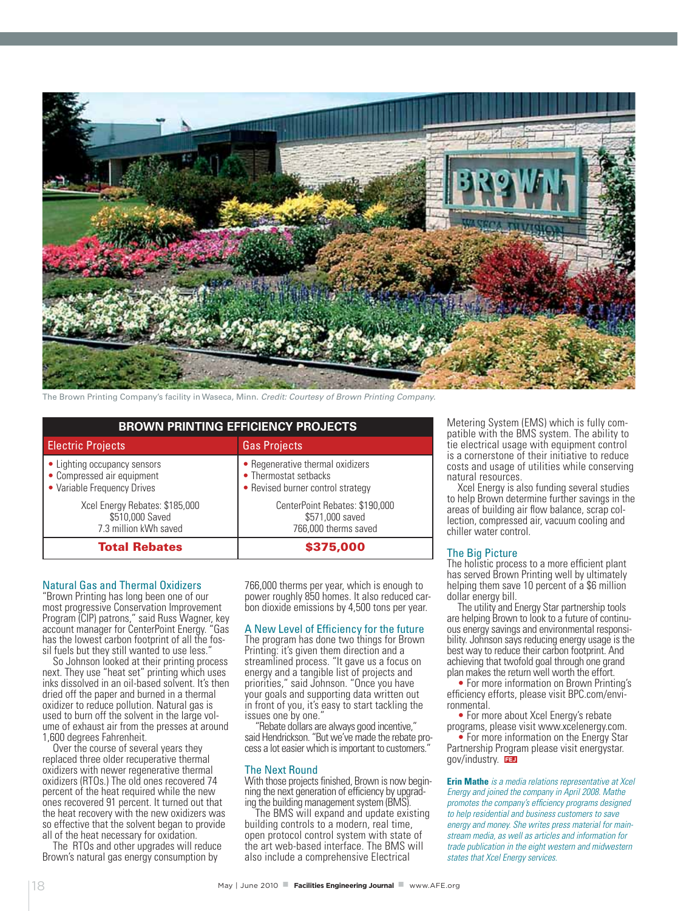The Brown Printing Company's facility in Waseca, Minn. *Credit: Courtesy of Brown Printing Company.*

| BROWN PRINTING EFFICIENCY PROJECTS | |
|---|---|
| **Electric Projects** | **Gas Projects** |
| • Lighting occupancy sensors<br>• Compressed air equipment<br>• Variable Frequency Drives | • Regenerative thermal oxidizers<br>• Thermostat setbacks<br>• Revised burner control strategy |
| Xcel Energy Rebates: $185,000<br>$510,000 Saved<br>7.3 million kWh saved | CenterPoint Rebates: $190,000<br>$571,000 saved<br>766,000 therms saved |
| **Total Rebates** | **$375,000** |

### Natural Gas and Thermal Oxidizers

"Brown Printing has long been one of our most progressive Conservation Improvement Program (CIP) patrons," said Russ Wagner, key account manager for CenterPoint Energy. "Gas has the lowest carbon footprint of all the fossil fuels but they still wanted to use less."

So Johnson looked at their printing process next. They use "heat set" printing which uses inks dissolved in an oil-based solvent. It's then dried off the paper and burned in a thermal oxidizer to reduce pollution. Natural gas is used to burn off the solvent in the large volume of exhaust air from the presses at around 1,600 degrees Fahrenheit.

Over the course of several years they replaced three older recuperative thermal oxidizers with newer regenerative thermal oxidizers (RTOs.) The old ones recovered 74 percent of the heat required while the new ones recovered 91 percent. It turned out that the heat recovery with the new oxidizers was so effective that the solvent began to provide all of the heat necessary for oxidation.

The RTOs and other upgrades will reduce Brown's natural gas energy consumption by 766,000 therms per year, which is enough to power roughly 850 homes. It also reduced carbon dioxide emissions by 4,500 tons per year.

### A New Level of Efficiency for the future

The program has done two things for Brown Printing: it's given them direction and a streamlined process. "It gave us a focus on energy and a tangible list of projects and priorities," said Johnson. "Once you have your goals and supporting data written out in front of you, it's easy to start tackling the issues one by one."

"Rebate dollars are always good incentive," said Hendrickson. "But we've made the rebate process a lot easier which is important to customers."

### The Next Round

With those projects finished, Brown is now beginning the next generation of efficiency by upgrading the building management system (BMS).

The BMS will expand and update existing building controls to a modern, real time, open protocol control system with state of the art web-based interface. The BMS will also include a comprehensive Electrical Metering System (EMS) which is fully compatible with the BMS system. The ability to tie electrical usage with equipment control is a cornerstone of their initiative to reduce costs and usage of utilities while conserving natural resources.

Xcel Energy is also funding several studies to help Brown determine further savings in the areas of building air flow balance, scrap collection, compressed air, vacuum cooling and chiller water control.

### The Big Picture

The holistic process to a more efficient plant has served Brown Printing well by ultimately helping them save 10 percent of a $6 million dollar energy bill.

The utility and Energy Star partnership tools are helping Brown to look to a future of continuous energy savings and environmental responsibility. Johnson says reducing energy usage is the best way to reduce their carbon footprint. And achieving that twofold goal through one grand plan makes the return well worth the effort.

- For more information on Brown Printing's efficiency efforts, please visit BPC.com/environmental.
- For more about Xcel Energy's rebate programs, please visit www.xcelenergy.com.
- For more information on the Energy Star Partnership Program please visit energystar.gov/industry.

**Erin Mathe** *is a media relations representative at Xcel Energy and joined the company in April 2008. Mathe promotes the company's efficiency programs designed to help residential and business customers to save energy and money. She writes press material for mainstream media, as well as articles and information for trade publication in the eight western and midwestern states that Xcel Energy services.*